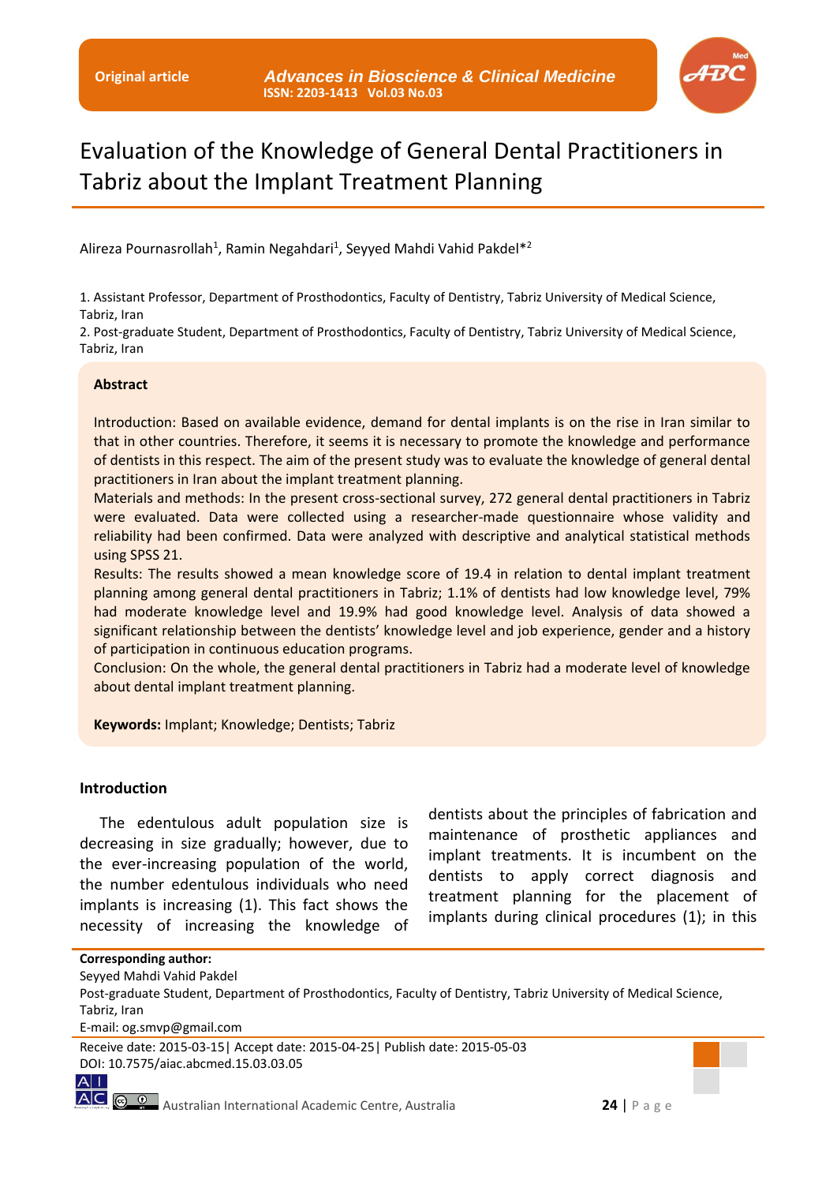Original article

# Evaluation of the Knowledge of General Dental Practitioners in Tabriz about the Implant Treatment Planning

Alireza Pournasrollah[1], Ramin Negahdari[1], Seyyed Mahdi Vahid Pakdel*[2]

1. Assistant Professor, Department of Prosthodontics, Faculty of Dentistry, Tabriz University of Medical Science, Tabriz, Iran
2. Post-graduate Student, Department of Prosthodontics, Faculty of Dentistry, Tabriz University of Medical Science, Tabriz, Iran

## Abstract

Introduction: Based on available evidence, demand for dental implants is on the rise in Iran similar to that in other countries. Therefore, it seems it is necessary to promote the knowledge and performance of dentists in this respect. The aim of the present study was to evaluate the knowledge of general dental practitioners in Iran about the implant treatment planning.

Materials and methods: In the present cross-sectional survey, 272 general dental practitioners in Tabriz were evaluated. Data were collected using a researcher-made questionnaire whose validity and reliability had been confirmed. Data were analyzed with descriptive and analytical statistical methods using SPSS 21.

Results: The results showed a mean knowledge score of 19.4 in relation to dental implant treatment planning among general dental practitioners in Tabriz; 1.1% of dentists had low knowledge level, 79% had moderate knowledge level and 19.9% had good knowledge level. Analysis of data showed a significant relationship between the dentists' knowledge level and job experience, gender and a history of participation in continuous education programs.

Conclusion: On the whole, the general dental practitioners in Tabriz had a moderate level of knowledge about dental implant treatment planning.

**Keywords:** Implant; Knowledge; Dentists; Tabriz

## Introduction

The edentulous adult population size is decreasing in size gradually; however, due to the ever-increasing population of the world, the number edentulous individuals who need implants is increasing (1). This fact shows the necessity of increasing the knowledge of dentists about the principles of fabrication and maintenance of prosthetic appliances and implant treatments. It is incumbent on the dentists to apply correct diagnosis and treatment planning for the placement of implants during clinical procedures (1); in this

**Corresponding author:**
Seyyed Mahdi Vahid Pakdel
Post-graduate Student, Department of Prosthodontics, Faculty of Dentistry, Tabriz University of Medical Science, Tabriz, Iran
E-mail: og.smvp@gmail.com

Receive date: 2015-03-15| Accept date: 2015-04-25| Publish date: 2015-05-03
DOI: 10.7575/aiac.abcmed.15.03.03.05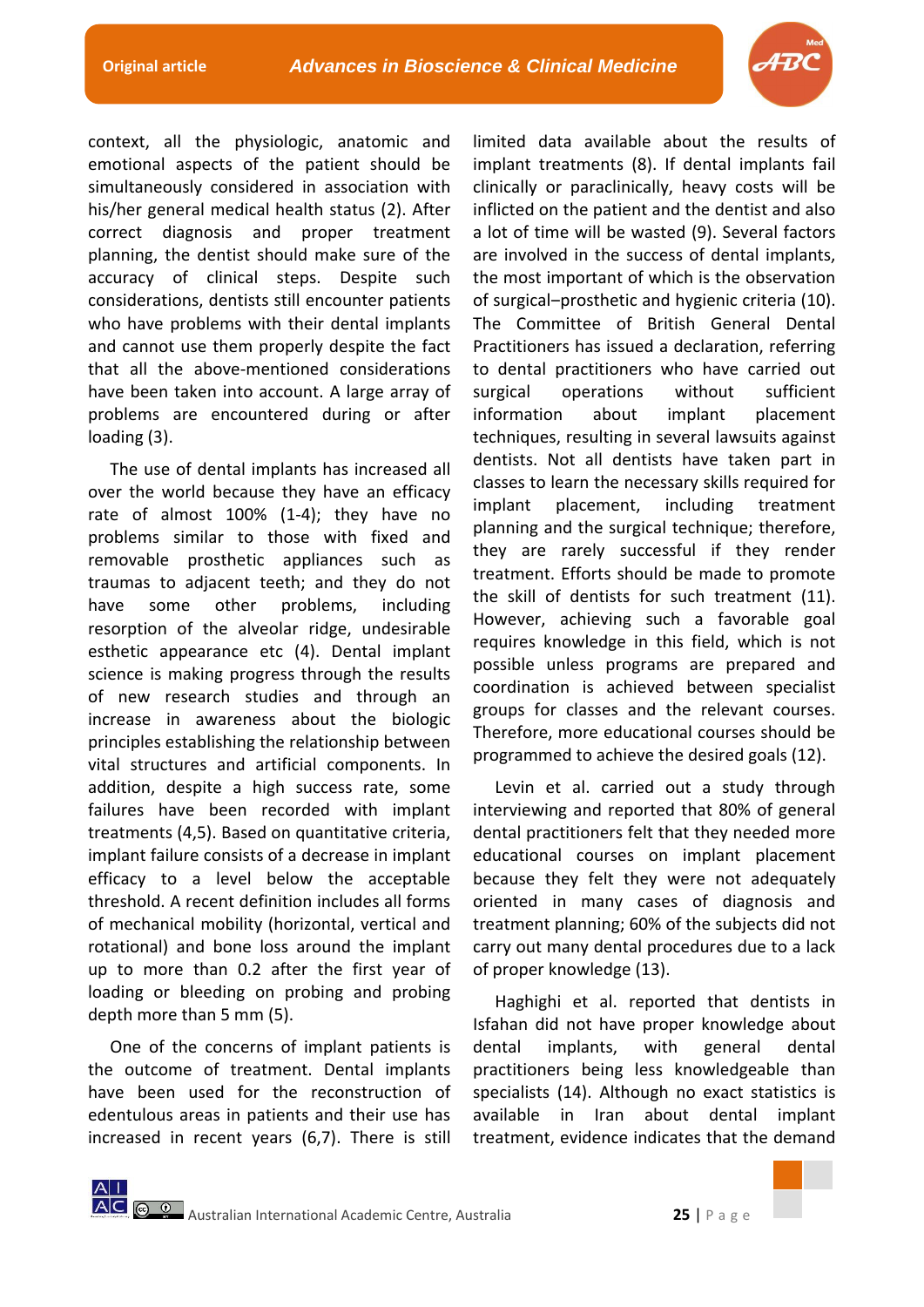context, all the physiologic, anatomic and emotional aspects of the patient should be simultaneously considered in association with his/her general medical health status (2). After correct diagnosis and proper treatment planning, the dentist should make sure of the accuracy of clinical steps. Despite such considerations, dentists still encounter patients who have problems with their dental implants and cannot use them properly despite the fact that all the above-mentioned considerations have been taken into account. A large array of problems are encountered during or after loading (3).

The use of dental implants has increased all over the world because they have an efficacy rate of almost 100% (1-4); they have no problems similar to those with fixed and removable prosthetic appliances such as traumas to adjacent teeth; and they do not have some other problems, including resorption of the alveolar ridge, undesirable esthetic appearance etc (4). Dental implant science is making progress through the results of new research studies and through an increase in awareness about the biologic principles establishing the relationship between vital structures and artificial components. In addition, despite a high success rate, some failures have been recorded with implant treatments (4,5). Based on quantitative criteria, implant failure consists of a decrease in implant efficacy to a level below the acceptable threshold. A recent definition includes all forms of mechanical mobility (horizontal, vertical and rotational) and bone loss around the implant up to more than 0.2 after the first year of loading or bleeding on probing and probing depth more than 5 mm (5).

One of the concerns of implant patients is the outcome of treatment. Dental implants have been used for the reconstruction of edentulous areas in patients and their use has increased in recent years (6,7). There is still limited data available about the results of implant treatments (8). If dental implants fail clinically or paraclinically, heavy costs will be inflicted on the patient and the dentist and also a lot of time will be wasted (9). Several factors are involved in the success of dental implants, the most important of which is the observation of surgical–prosthetic and hygienic criteria (10). The Committee of British General Dental Practitioners has issued a declaration, referring to dental practitioners who have carried out surgical operations without sufficient information about implant placement techniques, resulting in several lawsuits against dentists. Not all dentists have taken part in classes to learn the necessary skills required for implant placement, including treatment planning and the surgical technique; therefore, they are rarely successful if they render treatment. Efforts should be made to promote the skill of dentists for such treatment (11). However, achieving such a favorable goal requires knowledge in this field, which is not possible unless programs are prepared and coordination is achieved between specialist groups for classes and the relevant courses. Therefore, more educational courses should be programmed to achieve the desired goals (12).

Levin et al. carried out a study through interviewing and reported that 80% of general dental practitioners felt that they needed more educational courses on implant placement because they felt they were not adequately oriented in many cases of diagnosis and treatment planning; 60% of the subjects did not carry out many dental procedures due to a lack of proper knowledge (13).

Haghighi et al. reported that dentists in Isfahan did not have proper knowledge about dental implants, with general dental practitioners being less knowledgeable than specialists (14). Although no exact statistics is available in Iran about dental implant treatment, evidence indicates that the demand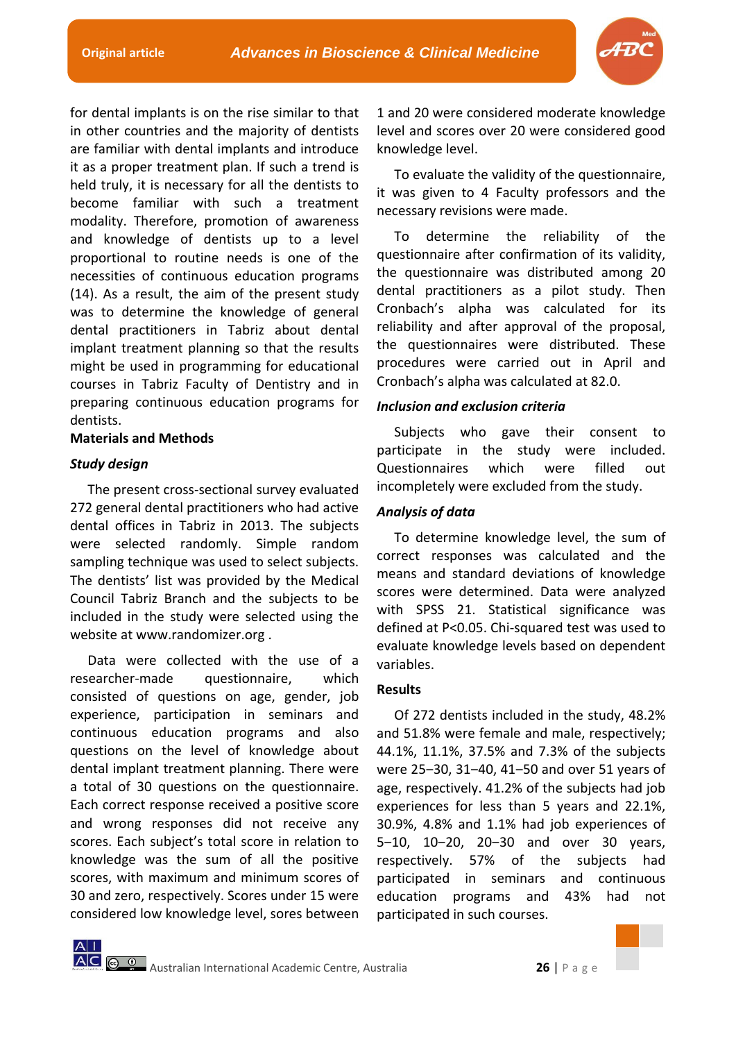for dental implants is on the rise similar to that in other countries and the majority of dentists are familiar with dental implants and introduce it as a proper treatment plan. If such a trend is held truly, it is necessary for all the dentists to become familiar with such a treatment modality. Therefore, promotion of awareness and knowledge of dentists up to a level proportional to routine needs is one of the necessities of continuous education programs (14). As a result, the aim of the present study was to determine the knowledge of general dental practitioners in Tabriz about dental implant treatment planning so that the results might be used in programming for educational courses in Tabriz Faculty of Dentistry and in preparing continuous education programs for dentists.

## Materials and Methods

### *Study design*

The present cross-sectional survey evaluated 272 general dental practitioners who had active dental offices in Tabriz in 2013. The subjects were selected randomly. Simple random sampling technique was used to select subjects. The dentists' list was provided by the Medical Council Tabriz Branch and the subjects to be included in the study were selected using the website at www.randomizer.org .

Data were collected with the use of a researcher-made questionnaire, which consisted of questions on age, gender, job experience, participation in seminars and continuous education programs and also questions on the level of knowledge about dental implant treatment planning. There were a total of 30 questions on the questionnaire. Each correct response received a positive score and wrong responses did not receive any scores. Each subject's total score in relation to knowledge was the sum of all the positive scores, with maximum and minimum scores of 30 and zero, respectively. Scores under 15 were considered low knowledge level, sores between 1 and 20 were considered moderate knowledge level and scores over 20 were considered good knowledge level.

To evaluate the validity of the questionnaire, it was given to 4 Faculty professors and the necessary revisions were made.

To determine the reliability of the questionnaire after confirmation of its validity, the questionnaire was distributed among 20 dental practitioners as a pilot study. Then Cronbach's alpha was calculated for its reliability and after approval of the proposal, the questionnaires were distributed. These procedures were carried out in April and Cronbach's alpha was calculated at 82.0.

### *Inclusion and exclusion criteria*

Subjects who gave their consent to participate in the study were included. Questionnaires which were filled out incompletely were excluded from the study.

### *Analysis of data*

To determine knowledge level, the sum of correct responses was calculated and the means and standard deviations of knowledge scores were determined. Data were analyzed with SPSS 21. Statistical significance was defined at $P<0.05$. Chi-squared test was used to evaluate knowledge levels based on dependent variables.

## Results

Of 272 dentists included in the study, 48.2% and 51.8% were female and male, respectively; 44.1%, 11.1%, 37.5% and 7.3% of the subjects were 25–30, 31–40, 41–50 and over 51 years of age, respectively. 41.2% of the subjects had job experiences for less than 5 years and 22.1%, 30.9%, 4.8% and 1.1% had job experiences of 5–10, 10–20, 20–30 and over 30 years, respectively. 57% of the subjects had participated in seminars and continuous education programs and 43% had not participated in such courses.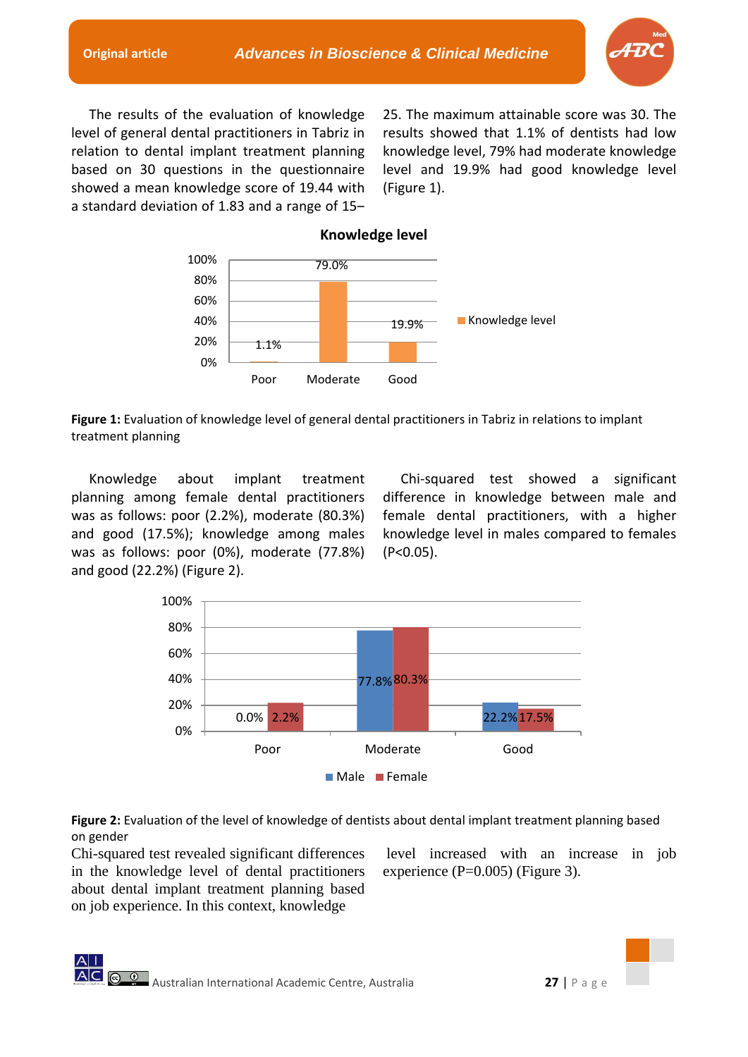The results of the evaluation of knowledge level of general dental practitioners in Tabriz in relation to dental implant treatment planning based on 30 questions in the questionnaire showed a mean knowledge score of 19.44 with a standard deviation of 1.83 and a range of 15–25. The maximum attainable score was 30. The results showed that 1.1% of dentists had low knowledge level, 79% had moderate knowledge level and 19.9% had good knowledge level (Figure 1).

**Figure 1:** Evaluation of knowledge level of general dental practitioners in Tabriz in relations to implant treatment planning

Knowledge about implant treatment planning among female dental practitioners was as follows: poor (2.2%), moderate (80.3%) and good (17.5%); knowledge among males was as follows: poor (0%), moderate (77.8%) and good (22.2%) (Figure 2).

Chi-squared test showed a significant difference in knowledge between male and female dental practitioners, with a higher knowledge level in males compared to females ($P<0.05$).

**Figure 2:** Evaluation of the level of knowledge of dentists about dental implant treatment planning based on gender

Chi-squared test revealed significant differences in the knowledge level of dental practitioners about dental implant treatment planning based on job experience. In this context, knowledge level increased with an increase in job experience ($P=0.005$) (Figure 3).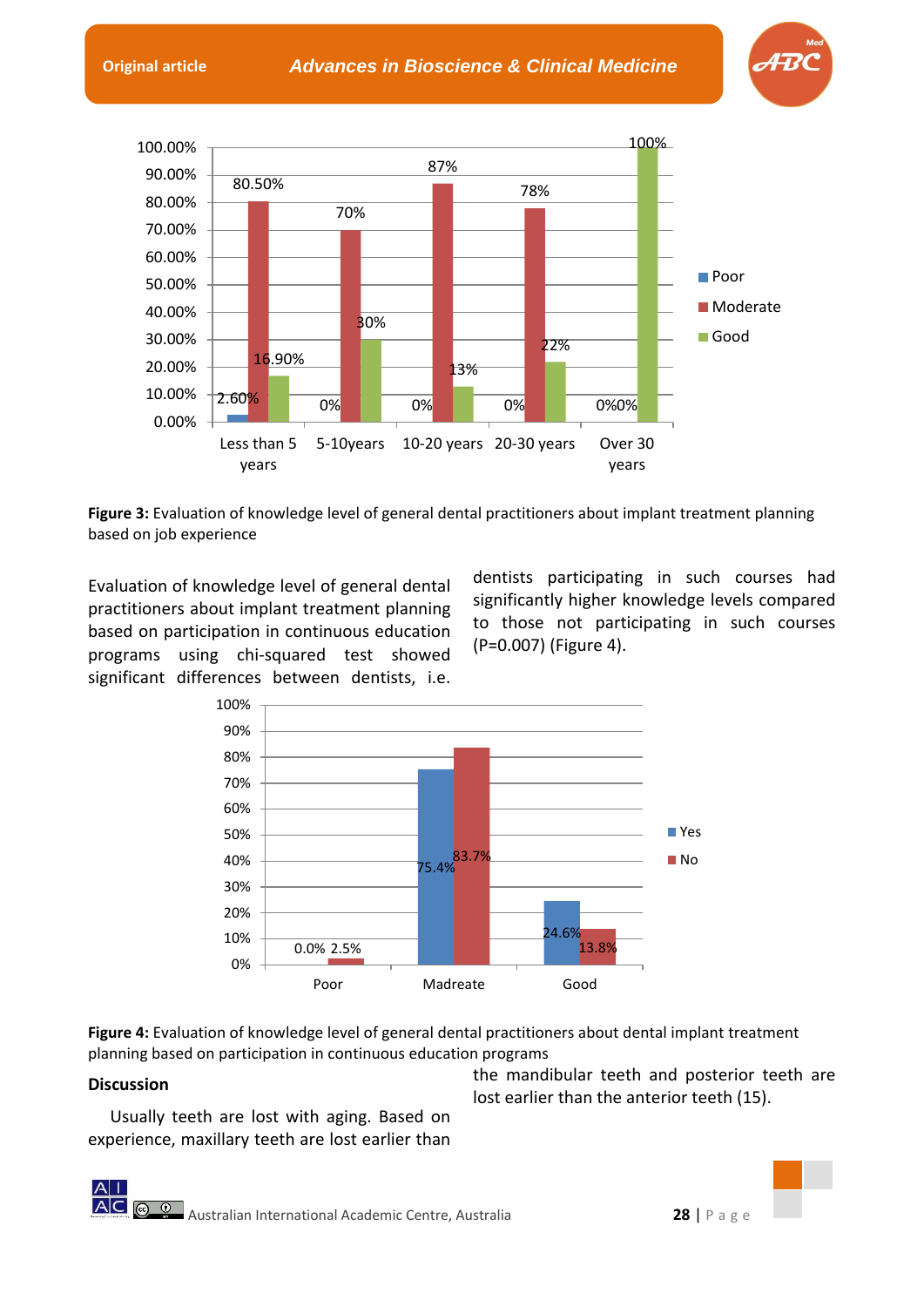**Figure 3:** Evaluation of knowledge level of general dental practitioners about implant treatment planning based on job experience

Evaluation of knowledge level of general dental practitioners about implant treatment planning based on participation in continuous education programs using chi-squared test showed significant differences between dentists, i.e. dentists participating in such courses had significantly higher knowledge levels compared to those not participating in such courses (P=0.007) (Figure 4).

**Figure 4:** Evaluation of knowledge level of general dental practitioners about dental implant treatment planning based on participation in continuous education programs

## Discussion

Usually teeth are lost with aging. Based on experience, maxillary teeth are lost earlier than the mandibular teeth and posterior teeth are lost earlier than the anterior teeth (15).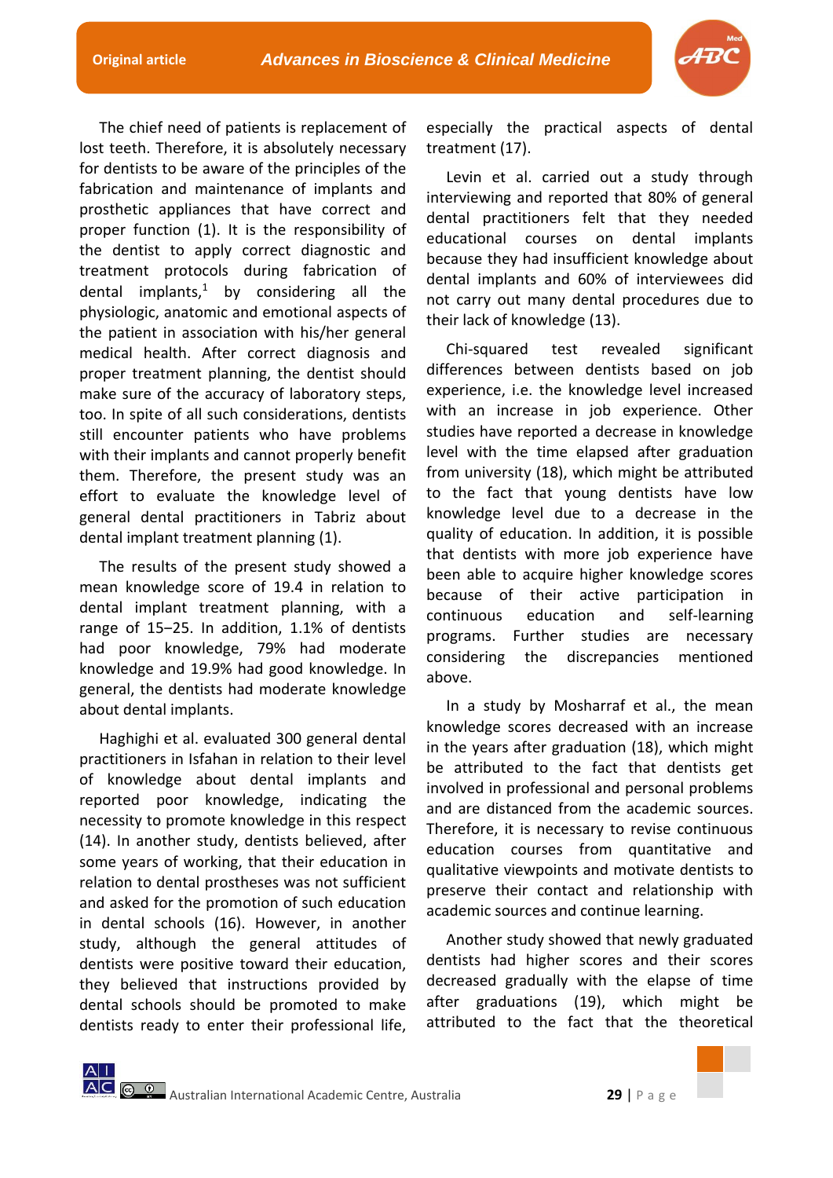The chief need of patients is replacement of lost teeth. Therefore, it is absolutely necessary for dentists to be aware of the principles of the fabrication and maintenance of implants and prosthetic appliances that have correct and proper function (1). It is the responsibility of the dentist to apply correct diagnostic and treatment protocols during fabrication of dental implants,[1] by considering all the physiologic, anatomic and emotional aspects of the patient in association with his/her general medical health. After correct diagnosis and proper treatment planning, the dentist should make sure of the accuracy of laboratory steps, too. In spite of all such considerations, dentists still encounter patients who have problems with their implants and cannot properly benefit them. Therefore, the present study was an effort to evaluate the knowledge level of general dental practitioners in Tabriz about dental implant treatment planning (1).

The results of the present study showed a mean knowledge score of 19.4 in relation to dental implant treatment planning, with a range of 15–25. In addition, 1.1% of dentists had poor knowledge, 79% had moderate knowledge and 19.9% had good knowledge. In general, the dentists had moderate knowledge about dental implants.

Haghighi et al. evaluated 300 general dental practitioners in Isfahan in relation to their level of knowledge about dental implants and reported poor knowledge, indicating the necessity to promote knowledge in this respect (14). In another study, dentists believed, after some years of working, that their education in relation to dental prostheses was not sufficient and asked for the promotion of such education in dental schools (16). However, in another study, although the general attitudes of dentists were positive toward their education, they believed that instructions provided by dental schools should be promoted to make dentists ready to enter their professional life, especially the practical aspects of dental treatment (17).

Levin et al. carried out a study through interviewing and reported that 80% of general dental practitioners felt that they needed educational courses on dental implants because they had insufficient knowledge about dental implants and 60% of interviewees did not carry out many dental procedures due to their lack of knowledge (13).

Chi-squared test revealed significant differences between dentists based on job experience, i.e. the knowledge level increased with an increase in job experience. Other studies have reported a decrease in knowledge level with the time elapsed after graduation from university (18), which might be attributed to the fact that young dentists have low knowledge level due to a decrease in the quality of education. In addition, it is possible that dentists with more job experience have been able to acquire higher knowledge scores because of their active participation in continuous education and self-learning programs. Further studies are necessary considering the discrepancies mentioned above.

In a study by Mosharraf et al., the mean knowledge scores decreased with an increase in the years after graduation (18), which might be attributed to the fact that dentists get involved in professional and personal problems and are distanced from the academic sources. Therefore, it is necessary to revise continuous education courses from quantitative and qualitative viewpoints and motivate dentists to preserve their contact and relationship with academic sources and continue learning.

Another study showed that newly graduated dentists had higher scores and their scores decreased gradually with the elapse of time after graduations (19), which might be attributed to the fact that the theoretical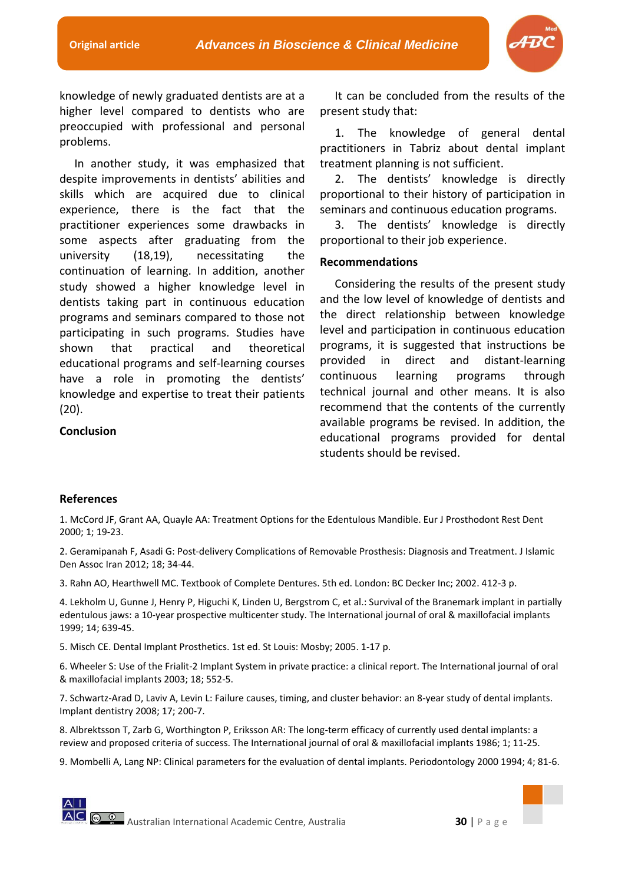knowledge of newly graduated dentists are at a higher level compared to dentists who are preoccupied with professional and personal problems.

In another study, it was emphasized that despite improvements in dentists' abilities and skills which are acquired due to clinical experience, there is the fact that the practitioner experiences some drawbacks in some aspects after graduating from the university (18,19), necessitating the continuation of learning. In addition, another study showed a higher knowledge level in dentists taking part in continuous education programs and seminars compared to those not participating in such programs. Studies have shown that practical and theoretical educational programs and self-learning courses have a role in promoting the dentists' knowledge and expertise to treat their patients (20).

## Conclusion

It can be concluded from the results of the present study that:

1. The knowledge of general dental practitioners in Tabriz about dental implant treatment planning is not sufficient.
2. The dentists' knowledge is directly proportional to their history of participation in seminars and continuous education programs.
3. The dentists' knowledge is directly proportional to their job experience.

## Recommendations

Considering the results of the present study and the low level of knowledge of dentists and the direct relationship between knowledge level and participation in continuous education programs, it is suggested that instructions be provided in direct and distant-learning continuous learning programs through technical journal and other means. It is also recommend that the contents of the currently available programs be revised. In addition, the educational programs provided for dental students should be revised.

## References

1. McCord JF, Grant AA, Quayle AA: Treatment Options for the Edentulous Mandible. Eur J Prosthodont Rest Dent 2000; 1; 19-23.

2. Geramipanah F, Asadi G: Post-delivery Complications of Removable Prosthesis: Diagnosis and Treatment. J Islamic Den Assoc Iran 2012; 18; 34-44.

3. Rahn AO, Hearthwell MC. Textbook of Complete Dentures. 5th ed. London: BC Decker Inc; 2002. 412-3 p.

4. Lekholm U, Gunne J, Henry P, Higuchi K, Linden U, Bergstrom C, et al.: Survival of the Branemark implant in partially edentulous jaws: a 10-year prospective multicenter study. The International journal of oral & maxillofacial implants 1999; 14; 639-45.

5. Misch CE. Dental Implant Prosthetics. 1st ed. St Louis: Mosby; 2005. 1-17 p.

6. Wheeler S: Use of the Frialit-2 Implant System in private practice: a clinical report. The International journal of oral & maxillofacial implants 2003; 18; 552-5.

7. Schwartz-Arad D, Laviv A, Levin L: Failure causes, timing, and cluster behavior: an 8-year study of dental implants. Implant dentistry 2008; 17; 200-7.

8. Albrektsson T, Zarb G, Worthington P, Eriksson AR: The long-term efficacy of currently used dental implants: a review and proposed criteria of success. The International journal of oral & maxillofacial implants 1986; 1; 11-25.

9. Mombelli A, Lang NP: Clinical parameters for the evaluation of dental implants. Periodontology 2000 1994; 4; 81-6.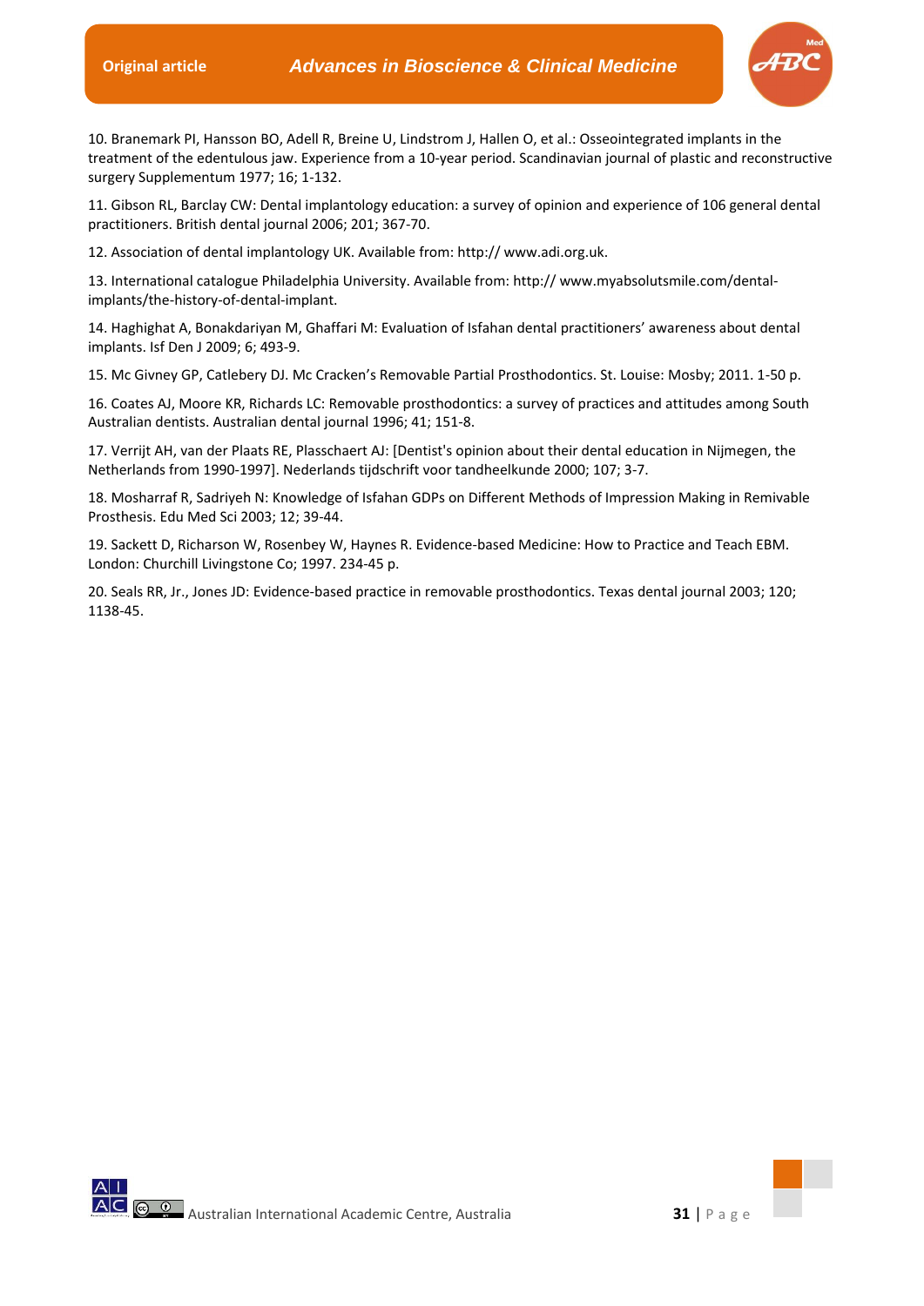10. Branemark PI, Hansson BO, Adell R, Breine U, Lindstrom J, Hallen O, et al.: Osseointegrated implants in the treatment of the edentulous jaw. Experience from a 10-year period. Scandinavian journal of plastic and reconstructive surgery Supplementum 1977; 16; 1-132.

11. Gibson RL, Barclay CW: Dental implantology education: a survey of opinion and experience of 106 general dental practitioners. British dental journal 2006; 201; 367-70.

12. Association of dental implantology UK. Available from: http:// www.adi.org.uk.

13. International catalogue Philadelphia University. Available from: http:// www.myabsolutsmile.com/dental-implants/the-history-of-dental-implant.

14. Haghighat A, Bonakdariyan M, Ghaffari M: Evaluation of Isfahan dental practitioners' awareness about dental implants. Isf Den J 2009; 6; 493-9.

15. Mc Givney GP, Catlebery DJ. Mc Cracken's Removable Partial Prosthodontics. St. Louise: Mosby; 2011. 1-50 p.

16. Coates AJ, Moore KR, Richards LC: Removable prosthodontics: a survey of practices and attitudes among South Australian dentists. Australian dental journal 1996; 41; 151-8.

17. Verrijt AH, van der Plaats RE, Plasschaert AJ: [Dentist's opinion about their dental education in Nijmegen, the Netherlands from 1990-1997]. Nederlands tijdschrift voor tandheelkunde 2000; 107; 3-7.

18. Mosharraf R, Sadriyeh N: Knowledge of Isfahan GDPs on Different Methods of Impression Making in Remivable Prosthesis. Edu Med Sci 2003; 12; 39-44.

19. Sackett D, Richarson W, Rosenbey W, Haynes R. Evidence-based Medicine: How to Practice and Teach EBM. London: Churchill Livingstone Co; 1997. 234-45 p.

20. Seals RR, Jr., Jones JD: Evidence-based practice in removable prosthodontics. Texas dental journal 2003; 120; 1138-45.